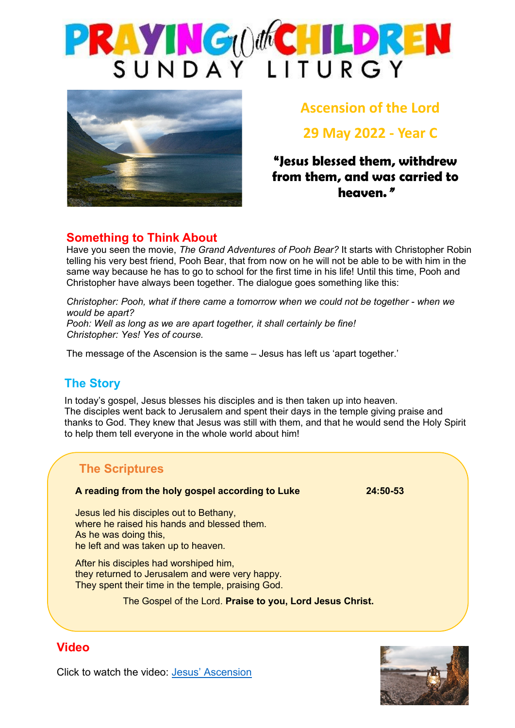# PRAYING with CHILDREN
## SUNDAY LITURGY

## Ascension of the Lord

## 29 May 2022 - Year C

**"Jesus blessed them, withdrew from them, and was carried to heaven."**

## Something to Think About

Have you seen the movie, *The Grand Adventures of Pooh Bear?* It starts with Christopher Robin telling his very best friend, Pooh Bear, that from now on he will not be able to be with him in the same way because he has to go to school for the first time in his life! Until this time, Pooh and Christopher have always been together. The dialogue goes something like this:

*Christopher: Pooh, what if there came a tomorrow when we could not be together - when we would be apart?*
*Pooh: Well as long as we are apart together, it shall certainly be fine!*
*Christopher: Yes! Yes of course.*

The message of the Ascension is the same – Jesus has left us 'apart together.'

## The Story

In today's gospel, Jesus blesses his disciples and is then taken up into heaven.
The disciples went back to Jerusalem and spent their days in the temple giving praise and thanks to God. They knew that Jesus was still with them, and that he would send the Holy Spirit to help them tell everyone in the whole world about him!

## The Scriptures

**A reading from the holy gospel according to Luke** **24:50-53**

Jesus led his disciples out to Bethany,
where he raised his hands and blessed them.
As he was doing this,
he left and was taken up to heaven.

After his disciples had worshiped him,
they returned to Jerusalem and were very happy.
They spent their time in the temple, praising God.

The Gospel of the Lord. **Praise to you, Lord Jesus Christ.**

## Video

Click to watch the video: [Jesus' Ascension]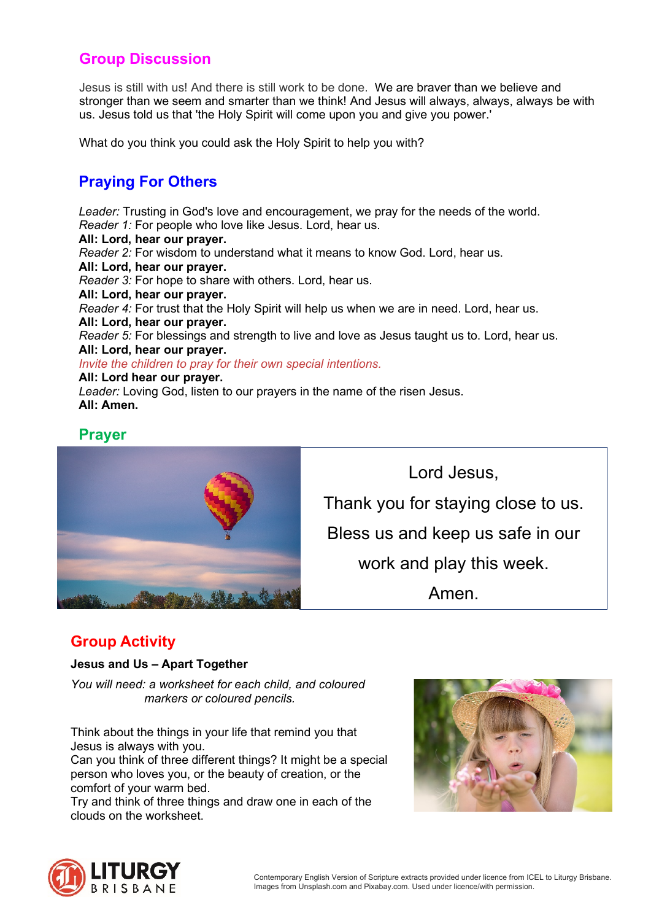## Group Discussion

Jesus is still with us! And there is still work to be done. We are braver than we believe and stronger than we seem and smarter than we think! And Jesus will always, always, always be with us. Jesus told us that 'the Holy Spirit will come upon you and give you power.'

What do you think you could ask the Holy Spirit to help you with?

## Praying For Others

*Leader:* Trusting in God's love and encouragement, we pray for the needs of the world.
*Reader 1:* For people who love like Jesus. Lord, hear us.
**All: Lord, hear our prayer.**
*Reader 2:* For wisdom to understand what it means to know God. Lord, hear us.
**All: Lord, hear our prayer.**
*Reader 3:* For hope to share with others. Lord, hear us.
**All: Lord, hear our prayer.**
*Reader 4:* For trust that the Holy Spirit will help us when we are in need. Lord, hear us.
**All: Lord, hear our prayer.**
*Reader 5:* For blessings and strength to live and love as Jesus taught us to. Lord, hear us.
**All: Lord, hear our prayer.**
*Invite the children to pray for their own special intentions.*
**All: Lord hear our prayer.**
*Leader:* Loving God, listen to our prayers in the name of the risen Jesus.
**All: Amen.**

## Prayer

Lord Jesus,

Thank you for staying close to us.

Bless us and keep us safe in our work and play this week.

Amen.

## Group Activity

**Jesus and Us – Apart Together**

*You will need: a worksheet for each child, and coloured markers or coloured pencils.*

Think about the things in your life that remind you that Jesus is always with you.
Can you think of three different things? It might be a special person who loves you, or the beauty of creation, or the comfort of your warm bed.
Try and think of three things and draw one in each of the clouds on the worksheet.

Contemporary English Version of Scripture extracts provided under licence from ICEL to Liturgy Brisbane.
Images from Unsplash.com and Pixabay.com. Used under licence/with permission.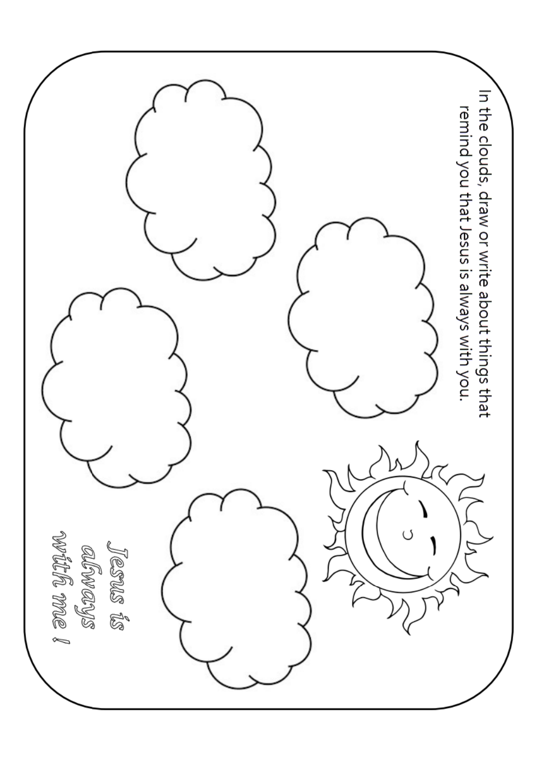In the clouds, draw or write about things that remind you that Jesus is always with you.

*Jesus is always with me !*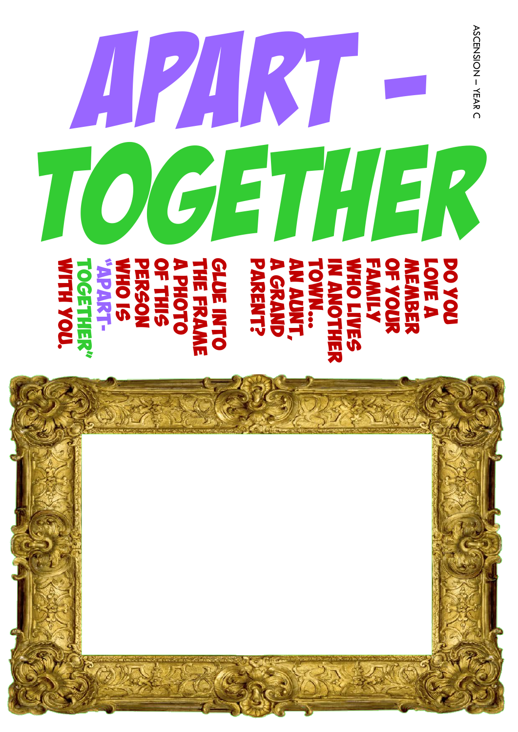# APART – TOGETHER

DO YOU LOVE A MEMBER OF YOUR FAMILY WHO LIVES IN ANOTHER TOWN... AN AUNT, A GRAND PARENT?

GLUE INTO THE FRAME A PHOTO OF THIS PERSON WHO IS "APART-TOGETHER" WITH YOU.